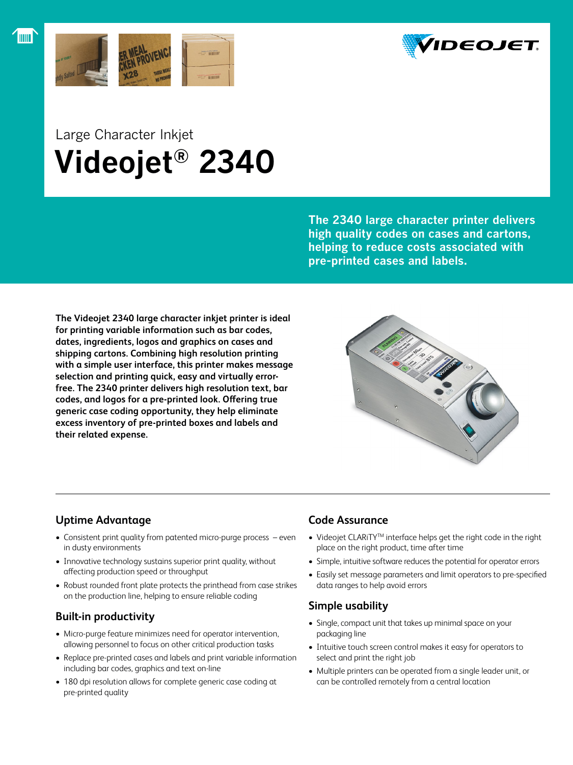Large Character Inkjet

# Videojet® 2340

**The 2340 large character printer delivers high quality codes on cases and cartons, helping to reduce costs associated with pre-printed cases and labels.**

**The Videojet 2340 large character inkjet printer is ideal for printing variable information such as bar codes, dates, ingredients, logos and graphics on cases and shipping cartons. Combining high resolution printing with a simple user interface, this printer makes message selection and printing quick, easy and virtually error-free. The 2340 printer delivers high resolution text, bar codes, and logos for a pre-printed look. Offering true generic case coding opportunity, they help eliminate excess inventory of pre-printed boxes and labels and their related expense.**

## Uptime Advantage

- Consistent print quality from patented micro-purge process – even in dusty environments
- Innovative technology sustains superior print quality, without affecting production speed or throughput
- Robust rounded front plate protects the printhead from case strikes on the production line, helping to ensure reliable coding

## Built-in productivity

- Micro-purge feature minimizes need for operator intervention, allowing personnel to focus on other critical production tasks
- Replace pre-printed cases and labels and print variable information including bar codes, graphics and text on-line
- 180 dpi resolution allows for complete generic case coding at pre-printed quality

## Code Assurance

- Videojet CLARiTY™ interface helps get the right code in the right place on the right product, time after time
- Simple, intuitive software reduces the potential for operator errors
- Easily set message parameters and limit operators to pre-specified data ranges to help avoid errors

## Simple usability

- Single, compact unit that takes up minimal space on your packaging line
- Intuitive touch screen control makes it easy for operators to select and print the right job
- Multiple printers can be operated from a single leader unit, or can be controlled remotely from a central location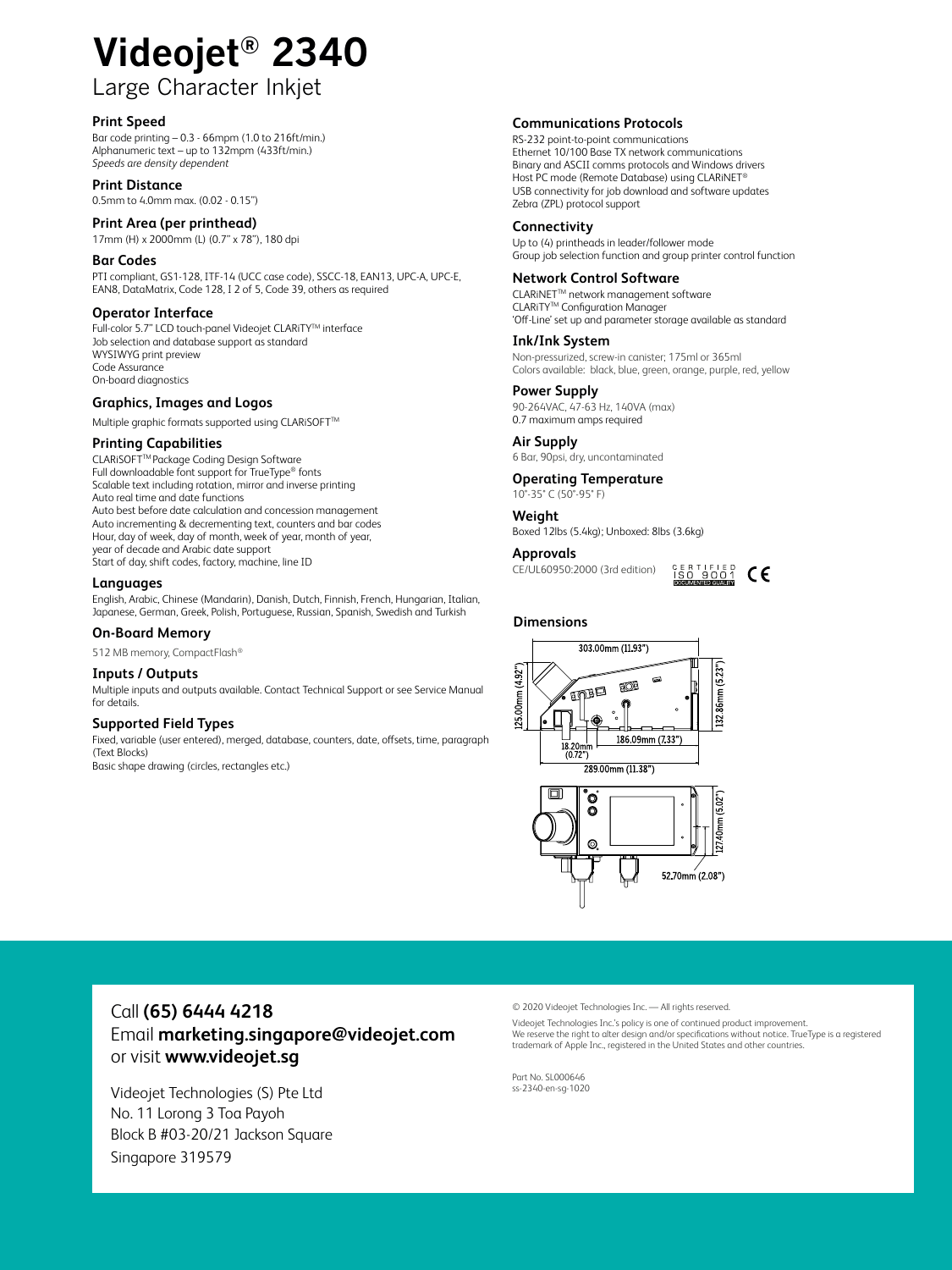# Videojet® 2340

Large Character Inkjet

### Print Speed

Bar code printing – 0.3 - 66mpm (1.0 to 216ft/min.)
Alphanumeric text – up to 132mpm (433ft/min.)
*Speeds are density dependent*

### Print Distance

0.5mm to 4.0mm max. (0.02 - 0.15")

### Print Area (per printhead)

17mm (H) x 2000mm (L) (0.7" x 78"), 180 dpi

### Bar Codes

PTI compliant, GS1-128, ITF-14 (UCC case code), SSCC-18, EAN13, UPC-A, UPC-E, EAN8, DataMatrix, Code 128, I 2 of 5, Code 39, others as required

### Operator Interface

Full-color 5.7" LCD touch-panel Videojet CLARiTY™ interface
Job selection and database support as standard
WYSIWYG print preview
Code Assurance
On-board diagnostics

### Graphics, Images and Logos

Multiple graphic formats supported using CLARiSOFT™

### Printing Capabilities

CLARiSOFT™ Package Coding Design Software
Full downloadable font support for TrueType® fonts
Scalable text including rotation, mirror and inverse printing
Auto real time and date functions
Auto best before date calculation and concession management
Auto incrementing & decrementing text, counters and bar codes
Hour, day of week, day of month, week of year, month of year, year of decade and Arabic date support
Start of day, shift codes, factory, machine, line ID

### Languages

English, Arabic, Chinese (Mandarin), Danish, Dutch, Finnish, French, Hungarian, Italian, Japanese, German, Greek, Polish, Portuguese, Russian, Spanish, Swedish and Turkish

### On-Board Memory

512 MB memory, CompactFlash®

### Inputs / Outputs

Multiple inputs and outputs available. Contact Technical Support or see Service Manual for details.

### Supported Field Types

Fixed, variable (user entered), merged, database, counters, date, offsets, time, paragraph (Text Blocks)
Basic shape drawing (circles, rectangles etc.)

### Communications Protocols

RS-232 point-to-point communications
Ethernet 10/100 Base TX network communications
Binary and ASCII comms protocols and Windows drivers
Host PC mode (Remote Database) using CLARiNET®
USB connectivity for job download and software updates
Zebra (ZPL) protocol support

### Connectivity

Up to (4) printheads in leader/follower mode
Group job selection function and group printer control function

### Network Control Software

CLARiNET™ network management software
CLARiTY™ Configuration Manager
'Off-Line' set up and parameter storage available as standard

### Ink/Ink System

Non-pressurized, screw-in canister; 175ml or 365ml
Colors available: black, blue, green, orange, purple, red, yellow

### Power Supply

90-264VAC, 47-63 Hz, 140VA (max)
0.7 maximum amps required

### Air Supply

6 Bar, 90psi, dry, uncontaminated

### Operating Temperature

10°-35° C (50°-95° F)

### Weight

Boxed 12lbs (5.4kg); Unboxed: 8lbs (3.6kg)

### Approvals

CE/UL60950:2000 (3rd edition)

CERTIFIED ISO 9001 DOCUMENTED QUALITY

CE

### Dimensions

303.00mm (11.93")
125.00mm (4.92")
132.86mm (5.23")
186.09mm (7.33")
18.20mm (0.72")
289.00mm (11.38")
127.40mm (5.02")
52.70mm (2.08")

Call **(65) 6444 4218**
Email **marketing.singapore@videojet.com**
or visit **www.videojet.sg**

Videojet Technologies (S) Pte Ltd
No. 11 Lorong 3 Toa Payoh
Block B #03-20/21 Jackson Square
Singapore 319579

© 2020 Videojet Technologies Inc. — All rights reserved.

Videojet Technologies Inc.'s policy is one of continued product improvement. We reserve the right to alter design and/or specifications without notice. TrueType is a registered trademark of Apple Inc., registered in the United States and other countries.

Part No. SL000646
ss-2340-en-sg-1020